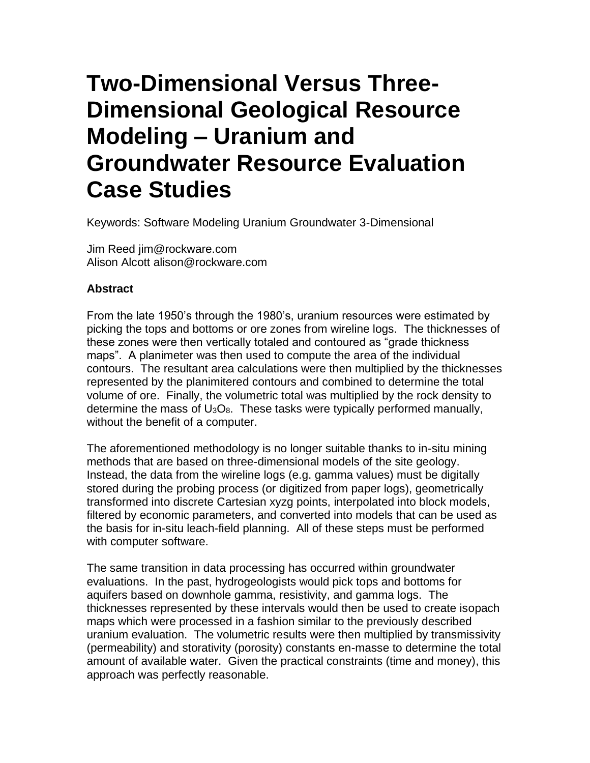# Two-Dimensional Versus Three-Dimensional Geological Resource Modeling – Uranium and Groundwater Resource Evaluation Case Studies

Keywords: Software Modeling Uranium Groundwater 3-Dimensional

Jim Reed jim@rockware.com
Alison Alcott alison@rockware.com

**Abstract**

From the late 1950's through the 1980's, uranium resources were estimated by picking the tops and bottoms or ore zones from wireline logs. The thicknesses of these zones were then vertically totaled and contoured as "grade thickness maps". A planimeter was then used to compute the area of the individual contours. The resultant area calculations were then multiplied by the thicknesses represented by the planimitered contours and combined to determine the total volume of ore. Finally, the volumetric total was multiplied by the rock density to determine the mass of $U_3O_8$. These tasks were typically performed manually, without the benefit of a computer.

The aforementioned methodology is no longer suitable thanks to in-situ mining methods that are based on three-dimensional models of the site geology. Instead, the data from the wireline logs (e.g. gamma values) must be digitally stored during the probing process (or digitized from paper logs), geometrically transformed into discrete Cartesian xyzg points, interpolated into block models, filtered by economic parameters, and converted into models that can be used as the basis for in-situ leach-field planning. All of these steps must be performed with computer software.

The same transition in data processing has occurred within groundwater evaluations. In the past, hydrogeologists would pick tops and bottoms for aquifers based on downhole gamma, resistivity, and gamma logs. The thicknesses represented by these intervals would then be used to create isopach maps which were processed in a fashion similar to the previously described uranium evaluation. The volumetric results were then multiplied by transmissivity (permeability) and storativity (porosity) constants en-masse to determine the total amount of available water. Given the practical constraints (time and money), this approach was perfectly reasonable.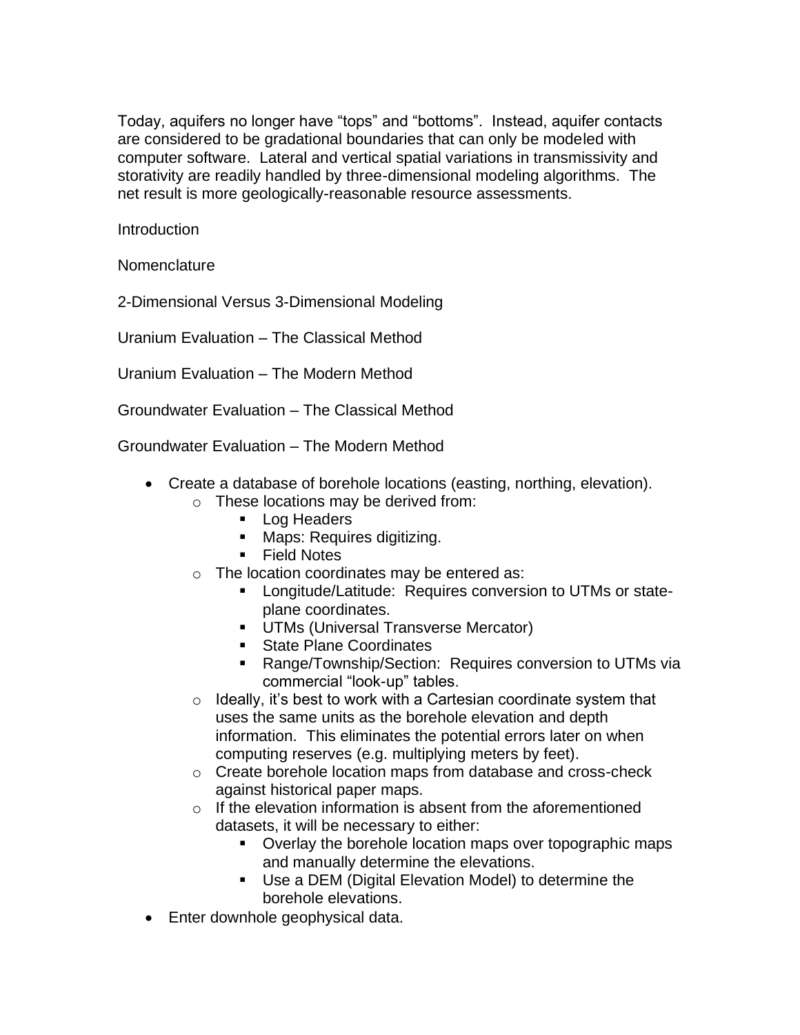Today, aquifers no longer have “tops” and “bottoms”. Instead, aquifer contacts are considered to be gradational boundaries that can only be modeled with computer software. Lateral and vertical spatial variations in transmissivity and storativity are readily handled by three-dimensional modeling algorithms. The net result is more geologically-reasonable resource assessments.

Introduction

Nomenclature

2-Dimensional Versus 3-Dimensional Modeling

Uranium Evaluation – The Classical Method

Uranium Evaluation – The Modern Method

Groundwater Evaluation – The Classical Method

Groundwater Evaluation – The Modern Method

- Create a database of borehole locations (easting, northing, elevation).
  - These locations may be derived from:
    - Log Headers
    - Maps: Requires digitizing.
    - Field Notes
  - The location coordinates may be entered as:
    - Longitude/Latitude: Requires conversion to UTMs or state-plane coordinates.
    - UTMs (Universal Transverse Mercator)
    - State Plane Coordinates
    - Range/Township/Section: Requires conversion to UTMs via commercial “look-up” tables.
  - Ideally, it’s best to work with a Cartesian coordinate system that uses the same units as the borehole elevation and depth information. This eliminates the potential errors later on when computing reserves (e.g. multiplying meters by feet).
  - Create borehole location maps from database and cross-check against historical paper maps.
  - If the elevation information is absent from the aforementioned datasets, it will be necessary to either:
    - Overlay the borehole location maps over topographic maps and manually determine the elevations.
    - Use a DEM (Digital Elevation Model) to determine the borehole elevations.
- Enter downhole geophysical data.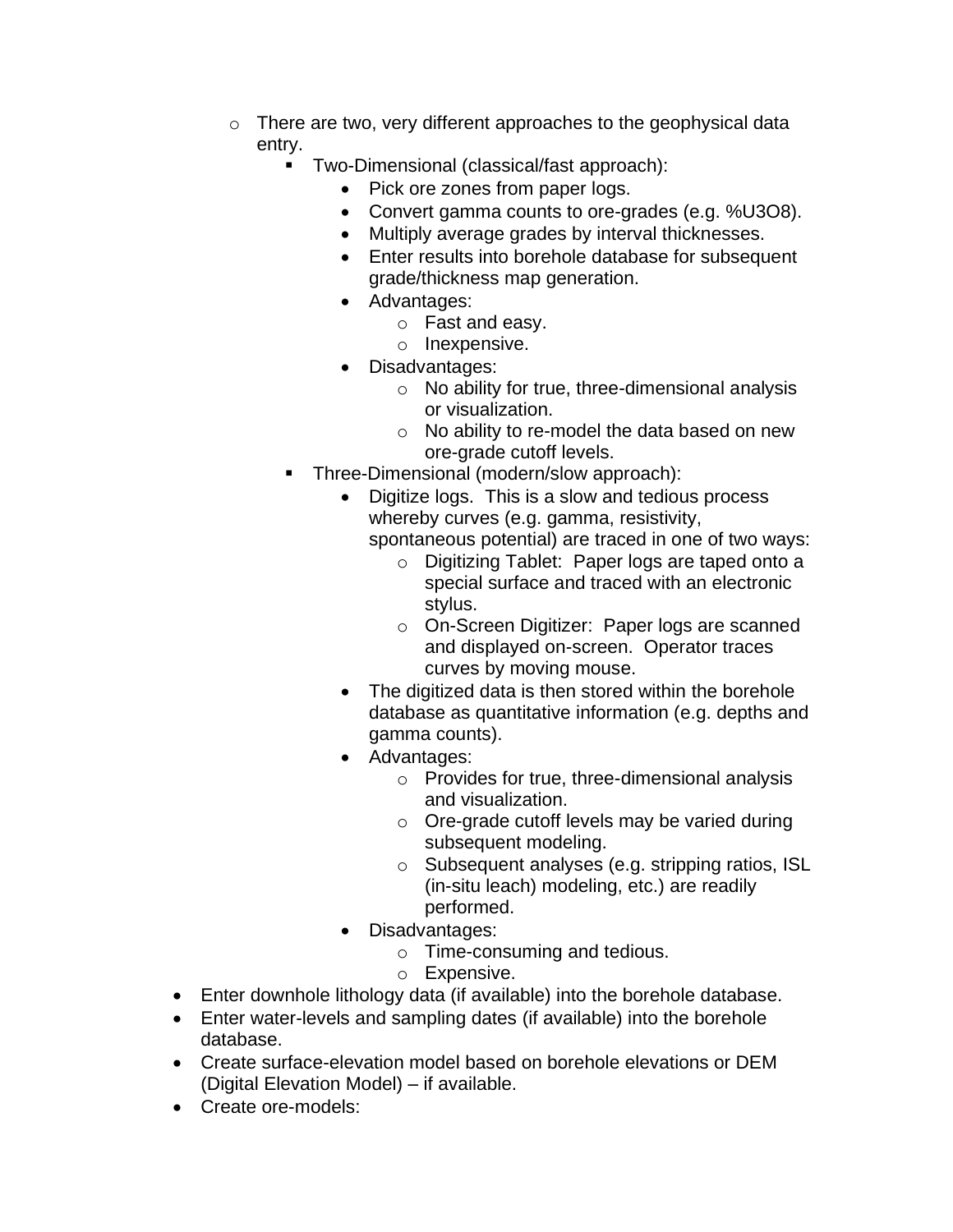- There are two, very different approaches to the geophysical data entry.
        - Two-Dimensional (classical/fast approach):
            - Pick ore zones from paper logs.
            - Convert gamma counts to ore-grades (e.g. %$U_3O_8$).
            - Multiply average grades by interval thicknesses.
            - Enter results into borehole database for subsequent grade/thickness map generation.
            - Advantages:
                - Fast and easy.
                - Inexpensive.
            - Disadvantages:
                - No ability for true, three-dimensional analysis or visualization.
                - No ability to re-model the data based on new ore-grade cutoff levels.
        - Three-Dimensional (modern/slow approach):
            - Digitize logs. This is a slow and tedious process whereby curves (e.g. gamma, resistivity, spontaneous potential) are traced in one of two ways:
                - Digitizing Tablet: Paper logs are taped onto a special surface and traced with an electronic stylus.
                - On-Screen Digitizer: Paper logs are scanned and displayed on-screen. Operator traces curves by moving mouse.
            - The digitized data is then stored within the borehole database as quantitative information (e.g. depths and gamma counts).
            - Advantages:
                - Provides for true, three-dimensional analysis and visualization.
                - Ore-grade cutoff levels may be varied during subsequent modeling.
                - Subsequent analyses (e.g. stripping ratios, ISL (in-situ leach) modeling, etc.) are readily performed.
            - Disadvantages:
                - Time-consuming and tedious.
                - Expensive.
- Enter downhole lithology data (if available) into the borehole database.
- Enter water-levels and sampling dates (if available) into the borehole database.
- Create surface-elevation model based on borehole elevations or DEM (Digital Elevation Model) – if available.
- Create ore-models: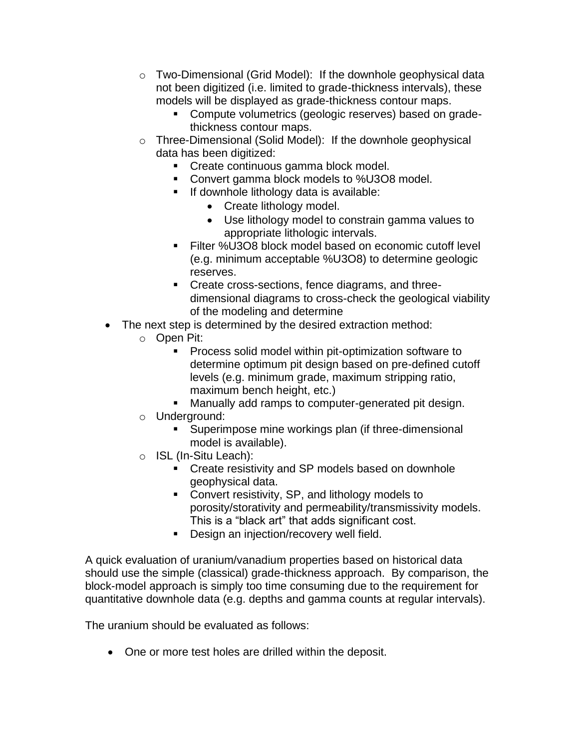- Two-Dimensional (Grid Model): If the downhole geophysical data not been digitized (i.e. limited to grade-thickness intervals), these models will be displayed as grade-thickness contour maps.
  - Compute volumetrics (geologic reserves) based on grade-thickness contour maps.
- Three-Dimensional (Solid Model): If the downhole geophysical data has been digitized:
  - Create continuous gamma block model.
  - Convert gamma block models to %$U_3O_8$ model.
  - If downhole lithology data is available:
    - Create lithology model.
    - Use lithology model to constrain gamma values to appropriate lithologic intervals.
  - Filter %$U_3O_8$ block model based on economic cutoff level (e.g. minimum acceptable %$U_3O_8$) to determine geologic reserves.
  - Create cross-sections, fence diagrams, and three-dimensional diagrams to cross-check the geological viability of the modeling and determine

- The next step is determined by the desired extraction method:
  - Open Pit:
    - Process solid model within pit-optimization software to determine optimum pit design based on pre-defined cutoff levels (e.g. minimum grade, maximum stripping ratio, maximum bench height, etc.)
    - Manually add ramps to computer-generated pit design.
  - Underground:
    - Superimpose mine workings plan (if three-dimensional model is available).
  - ISL (In-Situ Leach):
    - Create resistivity and SP models based on downhole geophysical data.
    - Convert resistivity, SP, and lithology models to porosity/storativity and permeability/transmissivity models. This is a "black art" that adds significant cost.
    - Design an injection/recovery well field.

A quick evaluation of uranium/vanadium properties based on historical data should use the simple (classical) grade-thickness approach. By comparison, the block-model approach is simply too time consuming due to the requirement for quantitative downhole data (e.g. depths and gamma counts at regular intervals).

The uranium should be evaluated as follows:

- One or more test holes are drilled within the deposit.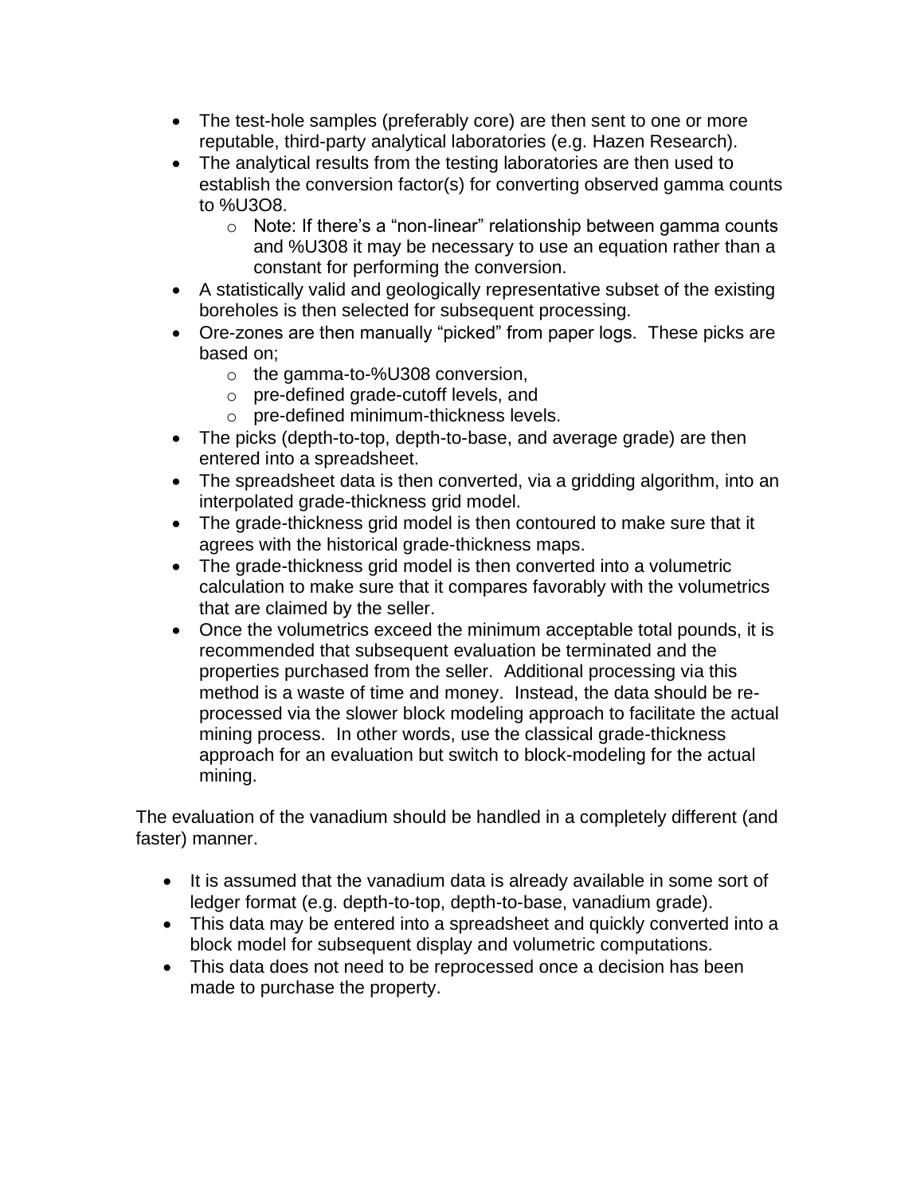- The test-hole samples (preferably core) are then sent to one or more reputable, third-party analytical laboratories (e.g. Hazen Research).
- The analytical results from the testing laboratories are then used to establish the conversion factor(s) for converting observed gamma counts to %$U_3O_8$.
  - Note: If there's a "non-linear" relationship between gamma counts and %U308 it may be necessary to use an equation rather than a constant for performing the conversion.
- A statistically valid and geologically representative subset of the existing boreholes is then selected for subsequent processing.
- Ore-zones are then manually "picked" from paper logs. These picks are based on;
  - the gamma-to-%U308 conversion,
  - pre-defined grade-cutoff levels, and
  - pre-defined minimum-thickness levels.
- The picks (depth-to-top, depth-to-base, and average grade) are then entered into a spreadsheet.
- The spreadsheet data is then converted, via a gridding algorithm, into an interpolated grade-thickness grid model.
- The grade-thickness grid model is then contoured to make sure that it agrees with the historical grade-thickness maps.
- The grade-thickness grid model is then converted into a volumetric calculation to make sure that it compares favorably with the volumetrics that are claimed by the seller.
- Once the volumetrics exceed the minimum acceptable total pounds, it is recommended that subsequent evaluation be terminated and the properties purchased from the seller. Additional processing via this method is a waste of time and money. Instead, the data should be re-processed via the slower block modeling approach to facilitate the actual mining process. In other words, use the classical grade-thickness approach for an evaluation but switch to block-modeling for the actual mining.

The evaluation of the vanadium should be handled in a completely different (and faster) manner.

- It is assumed that the vanadium data is already available in some sort of ledger format (e.g. depth-to-top, depth-to-base, vanadium grade).
- This data may be entered into a spreadsheet and quickly converted into a block model for subsequent display and volumetric computations.
- This data does not need to be reprocessed once a decision has been made to purchase the property.